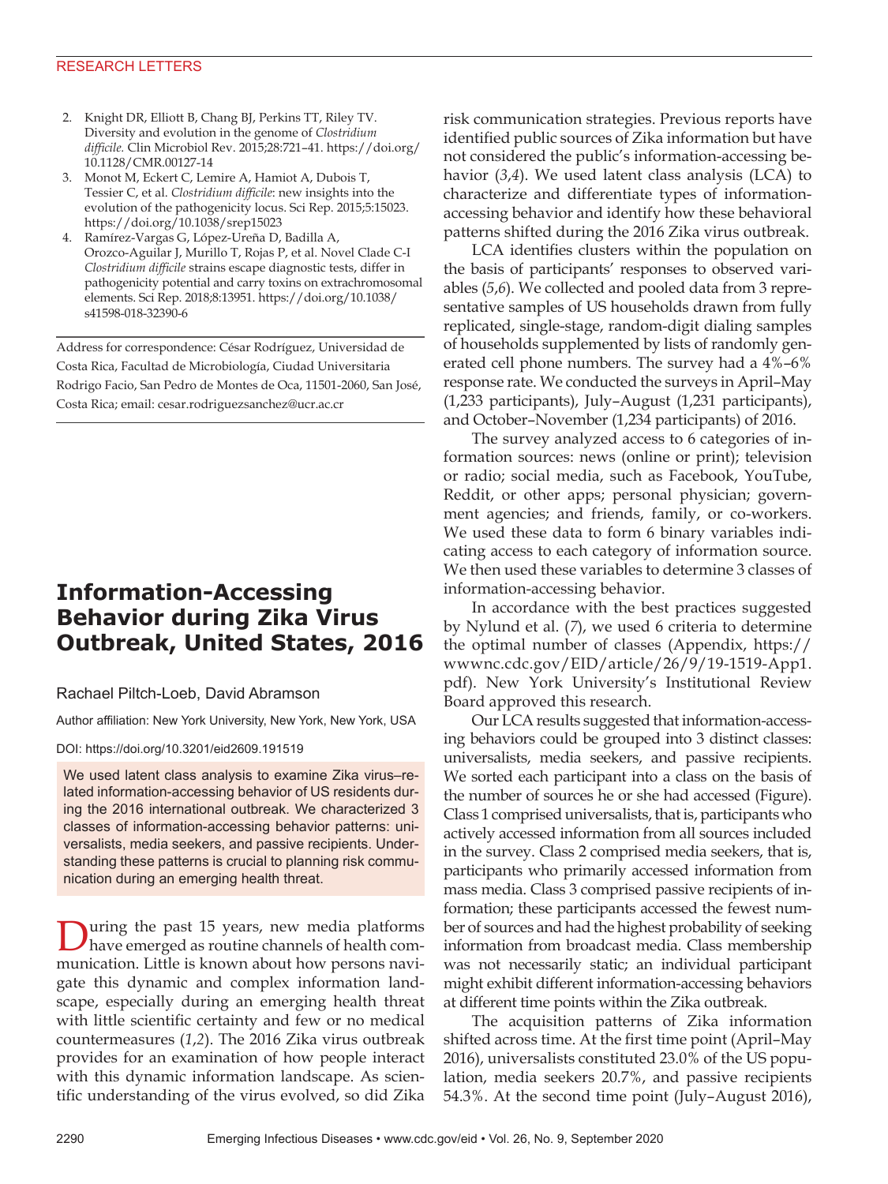2. Knight DR, Elliott B, Chang BJ, Perkins TT, Riley TV. Diversity and evolution in the genome of *Clostridium difficile*. Clin Microbiol Rev. 2015;28:721–41. https://doi.org/10.1128/CMR.00127-14
3. Monot M, Eckert C, Lemire A, Hamiot A, Dubois T, Tessier C, et al. *Clostridium difficile*: new insights into the evolution of the pathogenicity locus. Sci Rep. 2015;5:15023. https://doi.org/10.1038/srep15023
4. Ramírez-Vargas G, López-Ureña D, Badilla A, Orozco-Aguilar J, Murillo T, Rojas P, et al. Novel Clade C-I *Clostridium difficile* strains escape diagnostic tests, differ in pathogenicity potential and carry toxins on extrachromosomal elements. Sci Rep. 2018;8:13951. https://doi.org/10.1038/s41598-018-32390-6

Address for correspondence: César Rodríguez, Universidad de Costa Rica, Facultad de Microbiología, Ciudad Universitaria Rodrigo Facio, San Pedro de Montes de Oca, 11501-2060, San José, Costa Rica; email: cesar.rodriguezsanchez@ucr.ac.cr

# Information-Accessing Behavior during Zika Virus Outbreak, United States, 2016

Rachael Piltch-Loeb, David Abramson

Author affiliation: New York University, New York, New York, USA

DOI: https://doi.org/10.3201/eid2609.191519

We used latent class analysis to examine Zika virus–related information-accessing behavior of US residents during the 2016 international outbreak. We characterized 3 classes of information-accessing behavior patterns: universalists, media seekers, and passive recipients. Understanding these patterns is crucial to planning risk communication during an emerging health threat.

During the past 15 years, new media platforms have emerged as routine channels of health communication. Little is known about how persons navigate this dynamic and complex information landscape, especially during an emerging health threat with little scientific certainty and few or no medical countermeasures (*1*,*2*). The 2016 Zika virus outbreak provides for an examination of how people interact with this dynamic information landscape. As scientific understanding of the virus evolved, so did Zika risk communication strategies. Previous reports have identified public sources of Zika information but have not considered the public's information-accessing behavior (*3*,*4*). We used latent class analysis (LCA) to characterize and differentiate types of information-accessing behavior and identify how these behavioral patterns shifted during the 2016 Zika virus outbreak.

LCA identifies clusters within the population on the basis of participants' responses to observed variables (*5*,*6*). We collected and pooled data from 3 representative samples of US households drawn from fully replicated, single-stage, random-digit dialing samples of households supplemented by lists of randomly generated cell phone numbers. The survey had a 4%–6% response rate. We conducted the surveys in April–May (1,233 participants), July–August (1,231 participants), and October–November (1,234 participants) of 2016.

The survey analyzed access to 6 categories of information sources: news (online or print); television or radio; social media, such as Facebook, YouTube, Reddit, or other apps; personal physician; government agencies; and friends, family, or co-workers. We used these data to form 6 binary variables indicating access to each category of information source. We then used these variables to determine 3 classes of information-accessing behavior.

In accordance with the best practices suggested by Nylund et al. (*7*), we used 6 criteria to determine the optimal number of classes (Appendix, https://wwwnc.cdc.gov/EID/article/26/9/19-1519-App1.pdf). New York University's Institutional Review Board approved this research.

Our LCA results suggested that information-accessing behaviors could be grouped into 3 distinct classes: universalists, media seekers, and passive recipients. We sorted each participant into a class on the basis of the number of sources he or she had accessed (Figure). Class 1 comprised universalists, that is, participants who actively accessed information from all sources included in the survey. Class 2 comprised media seekers, that is, participants who primarily accessed information from mass media. Class 3 comprised passive recipients of information; these participants accessed the fewest number of sources and had the highest probability of seeking information from broadcast media. Class membership was not necessarily static; an individual participant might exhibit different information-accessing behaviors at different time points within the Zika outbreak.

The acquisition patterns of Zika information shifted across time. At the first time point (April–May 2016), universalists constituted 23.0% of the US population, media seekers 20.7%, and passive recipients 54.3%. At the second time point (July–August 2016),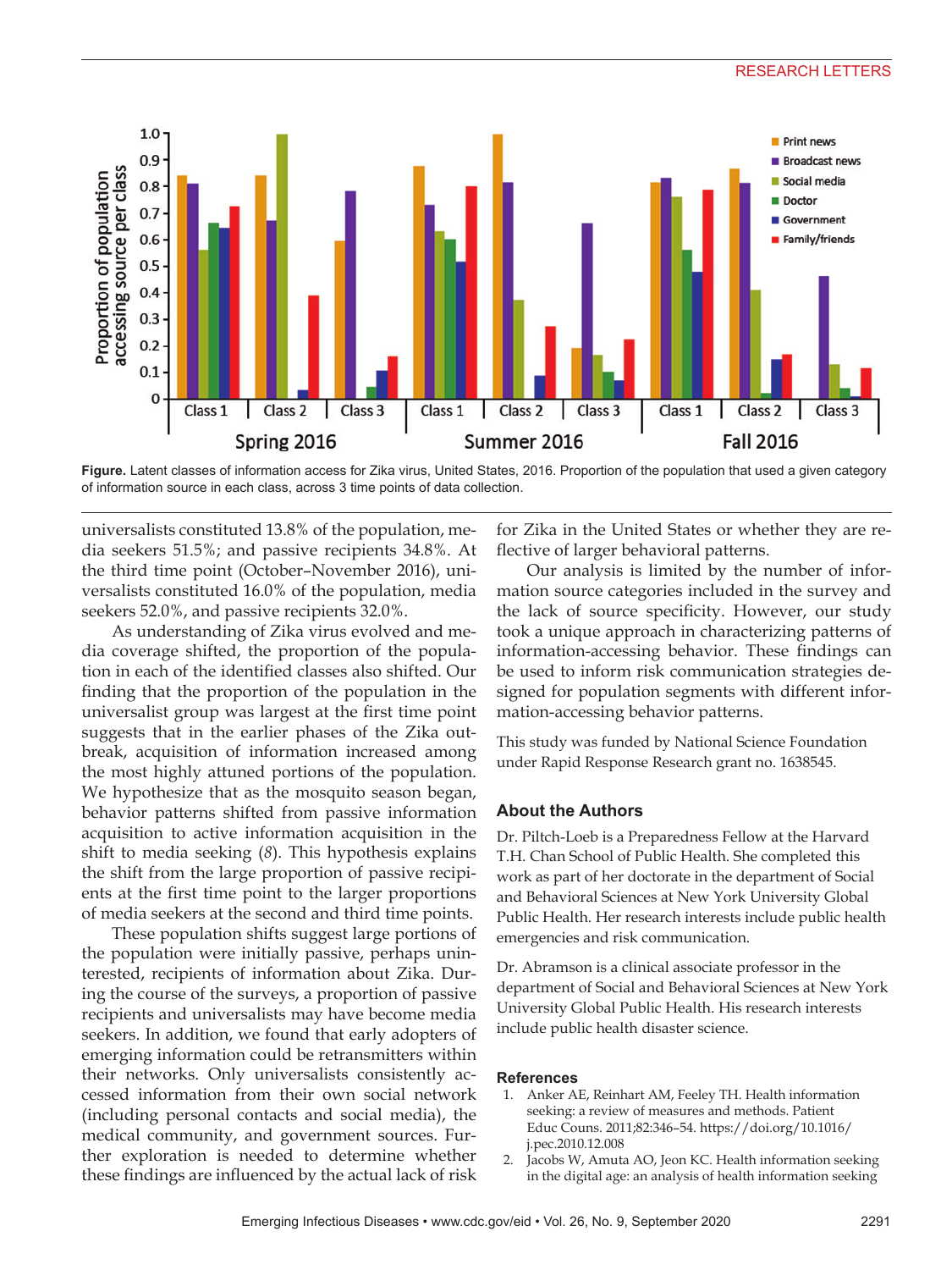Proportion of population accessing source per class

1.0
0.9
0.8
0.7
0.6
0.5
0.4
0.3
0.2
0.1
0

Class 1 | Class 2 | Class 3 | Class 1 | Class 2 | Class 3 | Class 1 | Class 2 | Class 3

Spring 2016 | Summer 2016 | Fall 2016

Print news
Broadcast news
Social media
Doctor
Government
Family/friends

**Figure.** Latent classes of information access for Zika virus, United States, 2016. Proportion of the population that used a given category of information source in each class, across 3 time points of data collection.

universalists constituted 13.8% of the population, media seekers 51.5%; and passive recipients 34.8%. At the third time point (October–November 2016), universalists constituted 16.0% of the population, media seekers 52.0%, and passive recipients 32.0%.

As understanding of Zika virus evolved and media coverage shifted, the proportion of the population in each of the identified classes also shifted. Our finding that the proportion of the population in the universalist group was largest at the first time point suggests that in the earlier phases of the Zika outbreak, acquisition of information increased among the most highly attuned portions of the population. We hypothesize that as the mosquito season began, behavior patterns shifted from passive information acquisition to active information acquisition in the shift to media seeking (*8*). This hypothesis explains the shift from the large proportion of passive recipients at the first time point to the larger proportions of media seekers at the second and third time points.

These population shifts suggest large portions of the population were initially passive, perhaps uninterested, recipients of information about Zika. During the course of the surveys, a proportion of passive recipients and universalists may have become media seekers. In addition, we found that early adopters of emerging information could be retransmitters within their networks. Only universalists consistently accessed information from their own social network (including personal contacts and social media), the medical community, and government sources. Further exploration is needed to determine whether these findings are influenced by the actual lack of risk for Zika in the United States or whether they are reflective of larger behavioral patterns.

Our analysis is limited by the number of information source categories included in the survey and the lack of source specificity. However, our study took a unique approach in characterizing patterns of information-accessing behavior. These findings can be used to inform risk communication strategies designed for population segments with different information-accessing behavior patterns.

This study was funded by National Science Foundation under Rapid Response Research grant no. 1638545.

## About the Authors

Dr. Piltch-Loeb is a Preparedness Fellow at the Harvard T.H. Chan School of Public Health. She completed this work as part of her doctorate in the department of Social and Behavioral Sciences at New York University Global Public Health. Her research interests include public health emergencies and risk communication.

Dr. Abramson is a clinical associate professor in the department of Social and Behavioral Sciences at New York University Global Public Health. His research interests include public health disaster science.

## References

1. Anker AE, Reinhart AM, Feeley TH. Health information seeking: a review of measures and methods. Patient Educ Couns. 2011;82:346–54. https://doi.org/10.1016/j.pec.2010.12.008
2. Jacobs W, Amuta AO, Jeon KC. Health information seeking in the digital age: an analysis of health information seeking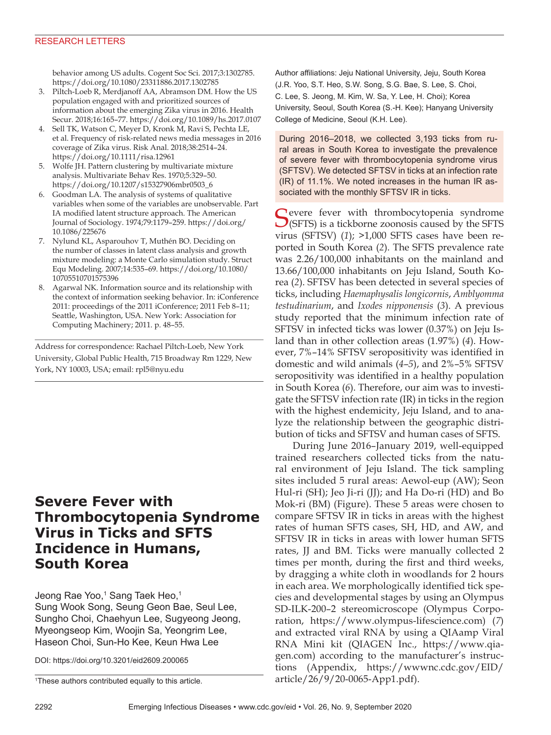behavior among US adults. Cogent Soc Sci. 2017;3:1302785. https://doi.org/10.1080/23311886.2017.1302785

3. Piltch-Loeb R, Merdjanoff AA, Abramson DM. How the US population engaged with and prioritized sources of information about the emerging Zika virus in 2016. Health Secur. 2018;16:165–77. https://doi.org/10.1089/hs.2017.0107
4. Sell TK, Watson C, Meyer D, Kronk M, Ravi S, Pechta LE, et al. Frequency of risk-related news media messages in 2016 coverage of Zika virus. Risk Anal. 2018;38:2514–24. https://doi.org/10.1111/risa.12961
5. Wolfe JH. Pattern clustering by multivariate mixture analysis. Multivariate Behav Res. 1970;5:329–50. https://doi.org/10.1207/s15327906mbr0503_6
6. Goodman LA. The analysis of systems of qualitative variables when some of the variables are unobservable. Part IA modified latent structure approach. The American Journal of Sociology. 1974;79:1179–259. https://doi.org/10.1086/225676
7. Nylund KL, Asparouhov T, Muthén BO. Deciding on the number of classes in latent class analysis and growth mixture modeling: a Monte Carlo simulation study. Struct Equ Modeling. 2007;14:535–69. https://doi.org/10.1080/10705510701575396
8. Agarwal NK. Information source and its relationship with the context of information seeking behavior. In: iConference 2011: proceedings of the 2011 iConference; 2011 Feb 8–11; Seattle, Washington, USA. New York: Association for Computing Machinery; 2011. p. 48–55.

Address for correspondence: Rachael Piltch-Loeb, New York University, Global Public Health, 715 Broadway Rm 1229, New York, NY 10003, USA; email: rpl5@nyu.edu

# Severe Fever with Thrombocytopenia Syndrome Virus in Ticks and SFTS Incidence in Humans, South Korea

Jeong Rae Yoo,[1] Sang Taek Heo,[1] Sung Wook Song, Seung Geon Bae, Seul Lee, Sungho Choi, Chaehyun Lee, Sugyeong Jeong, Myeongseop Kim, Woojin Sa, Yeongrim Lee, Haseon Choi, Sun-Ho Kee, Keun Hwa Lee

DOI: https://doi.org/10.3201/eid2609.200065

[1]These authors contributed equally to this article.

Author affiliations: Jeju National University, Jeju, South Korea (J.R. Yoo, S.T. Heo, S.W. Song, S.G. Bae, S. Lee, S. Choi, C. Lee, S. Jeong, M. Kim, W. Sa, Y. Lee, H. Choi); Korea University, Seoul, South Korea (S.-H. Kee); Hanyang University College of Medicine, Seoul (K.H. Lee).

During 2016–2018, we collected 3,193 ticks from rural areas in South Korea to investigate the prevalence of severe fever with thrombocytopenia syndrome virus (SFTSV). We detected SFTSV in ticks at an infection rate (IR) of 11.1%. We noted increases in the human IR associated with the monthly SFTSV IR in ticks.

Severe fever with thrombocytopenia syndrome (SFTS) is a tickborne zoonosis caused by the SFTS virus (SFTSV) (*1*); >1,000 SFTS cases have been reported in South Korea (*2*). The SFTS prevalence rate was 2.26/100,000 inhabitants on the mainland and 13.66/100,000 inhabitants on Jeju Island, South Korea (*2*). SFTSV has been detected in several species of ticks, including *Haemaphysalis longicornis*, *Amblyomma testudinarium*, and *Ixodes nipponensis* (*3*). A previous study reported that the minimum infection rate of SFTSV in infected ticks was lower (0.37%) on Jeju Island than in other collection areas (1.97%) (*4*). However, 7%–14% SFTSV seropositivity was identified in domestic and wild animals (*4*–*5*), and 2%–5% SFTSV seropositivity was identified in a healthy population in South Korea (*6*). Therefore, our aim was to investigate the SFTSV infection rate (IR) in ticks in the region with the highest endemicity, Jeju Island, and to analyze the relationship between the geographic distribution of ticks and SFTSV and human cases of SFTS.

During June 2016–January 2019, well-equipped trained researchers collected ticks from the natural environment of Jeju Island. The tick sampling sites included 5 rural areas: Aewol-eup (AW); Seon Hul-ri (SH); Jeo Ji-ri (JJ); and Ha Do-ri (HD) and Bo Mok-ri (BM) (Figure). These 5 areas were chosen to compare SFTSV IR in ticks in areas with the highest rates of human SFTS cases, SH, HD, and AW, and SFTSV IR in ticks in areas with lower human SFTS rates, JJ and BM. Ticks were manually collected 2 times per month, during the first and third weeks, by dragging a white cloth in woodlands for 2 hours in each area. We morphologically identified tick species and developmental stages by using an Olympus SD-ILK-200–2 stereomicroscope (Olympus Corporation, https://www.olympus-lifescience.com) (*7*) and extracted viral RNA by using a QIAamp Viral RNA Mini kit (QIAGEN Inc., https://www.qiagen.com) according to the manufacturer's instructions (Appendix, https://wwwnc.cdc.gov/EID/article/26/9/20-0065-App1.pdf).